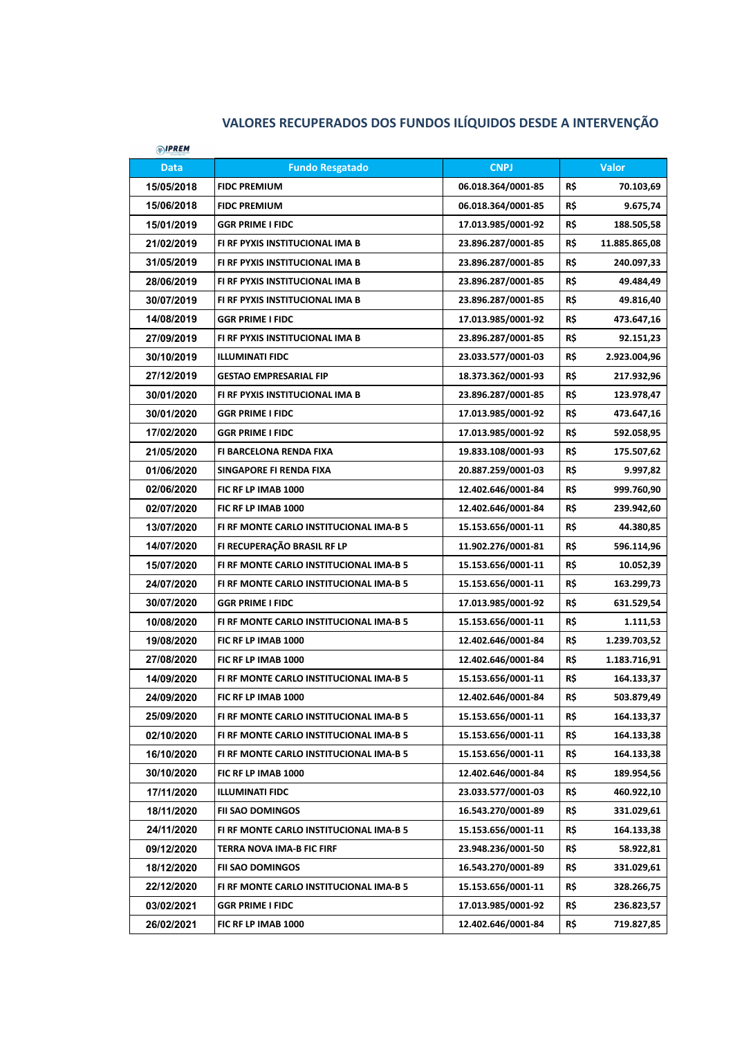## VALORES RECUPERADOS DOS FUNDOS ILÍQUIDOS DESDE A INTERVENÇÃO

IPREM

| Data | Fundo Resgatado | CNPJ | Valor | |
|---|---|---|---|---|
| 15/05/2018 | FIDC PREMIUM | 06.018.364/0001-85 | R$ | 70.103,69 |
| 15/06/2018 | FIDC PREMIUM | 06.018.364/0001-85 | R$ | 9.675,74 |
| 15/01/2019 | GGR PRIME I FIDC | 17.013.985/0001-92 | R$ | 188.505,58 |
| 21/02/2019 | FI RF PYXIS INSTITUCIONAL IMA B | 23.896.287/0001-85 | R$ | 11.885.865,08 |
| 31/05/2019 | FI RF PYXIS INSTITUCIONAL IMA B | 23.896.287/0001-85 | R$ | 240.097,33 |
| 28/06/2019 | FI RF PYXIS INSTITUCIONAL IMA B | 23.896.287/0001-85 | R$ | 49.484,49 |
| 30/07/2019 | FI RF PYXIS INSTITUCIONAL IMA B | 23.896.287/0001-85 | R$ | 49.816,40 |
| 14/08/2019 | GGR PRIME I FIDC | 17.013.985/0001-92 | R$ | 473.647,16 |
| 27/09/2019 | FI RF PYXIS INSTITUCIONAL IMA B | 23.896.287/0001-85 | R$ | 92.151,23 |
| 30/10/2019 | ILLUMINATI FIDC | 23.033.577/0001-03 | R$ | 2.923.004,96 |
| 27/12/2019 | GESTAO EMPRESARIAL FIP | 18.373.362/0001-93 | R$ | 217.932,96 |
| 30/01/2020 | FI RF PYXIS INSTITUCIONAL IMA B | 23.896.287/0001-85 | R$ | 123.978,47 |
| 30/01/2020 | GGR PRIME I FIDC | 17.013.985/0001-92 | R$ | 473.647,16 |
| 17/02/2020 | GGR PRIME I FIDC | 17.013.985/0001-92 | R$ | 592.058,95 |
| 21/05/2020 | FI BARCELONA RENDA FIXA | 19.833.108/0001-93 | R$ | 175.507,62 |
| 01/06/2020 | SINGAPORE FI RENDA FIXA | 20.887.259/0001-03 | R$ | 9.997,82 |
| 02/06/2020 | FIC RF LP IMAB 1000 | 12.402.646/0001-84 | R$ | 999.760,90 |
| 02/07/2020 | FIC RF LP IMAB 1000 | 12.402.646/0001-84 | R$ | 239.942,60 |
| 13/07/2020 | FI RF MONTE CARLO INSTITUCIONAL IMA-B 5 | 15.153.656/0001-11 | R$ | 44.380,85 |
| 14/07/2020 | FI RECUPERAÇÃO BRASIL RF LP | 11.902.276/0001-81 | R$ | 596.114,96 |
| 15/07/2020 | FI RF MONTE CARLO INSTITUCIONAL IMA-B 5 | 15.153.656/0001-11 | R$ | 10.052,39 |
| 24/07/2020 | FI RF MONTE CARLO INSTITUCIONAL IMA-B 5 | 15.153.656/0001-11 | R$ | 163.299,73 |
| 30/07/2020 | GGR PRIME I FIDC | 17.013.985/0001-92 | R$ | 631.529,54 |
| 10/08/2020 | FI RF MONTE CARLO INSTITUCIONAL IMA-B 5 | 15.153.656/0001-11 | R$ | 1.111,53 |
| 19/08/2020 | FIC RF LP IMAB 1000 | 12.402.646/0001-84 | R$ | 1.239.703,52 |
| 27/08/2020 | FIC RF LP IMAB 1000 | 12.402.646/0001-84 | R$ | 1.183.716,91 |
| 14/09/2020 | FI RF MONTE CARLO INSTITUCIONAL IMA-B 5 | 15.153.656/0001-11 | R$ | 164.133,37 |
| 24/09/2020 | FIC RF LP IMAB 1000 | 12.402.646/0001-84 | R$ | 503.879,49 |
| 25/09/2020 | FI RF MONTE CARLO INSTITUCIONAL IMA-B 5 | 15.153.656/0001-11 | R$ | 164.133,37 |
| 02/10/2020 | FI RF MONTE CARLO INSTITUCIONAL IMA-B 5 | 15.153.656/0001-11 | R$ | 164.133,38 |
| 16/10/2020 | FI RF MONTE CARLO INSTITUCIONAL IMA-B 5 | 15.153.656/0001-11 | R$ | 164.133,38 |
| 30/10/2020 | FIC RF LP IMAB 1000 | 12.402.646/0001-84 | R$ | 189.954,56 |
| 17/11/2020 | ILLUMINATI FIDC | 23.033.577/0001-03 | R$ | 460.922,10 |
| 18/11/2020 | FII SAO DOMINGOS | 16.543.270/0001-89 | R$ | 331.029,61 |
| 24/11/2020 | FI RF MONTE CARLO INSTITUCIONAL IMA-B 5 | 15.153.656/0001-11 | R$ | 164.133,38 |
| 09/12/2020 | TERRA NOVA IMA-B FIC FIRF | 23.948.236/0001-50 | R$ | 58.922,81 |
| 18/12/2020 | FII SAO DOMINGOS | 16.543.270/0001-89 | R$ | 331.029,61 |
| 22/12/2020 | FI RF MONTE CARLO INSTITUCIONAL IMA-B 5 | 15.153.656/0001-11 | R$ | 328.266,75 |
| 03/02/2021 | GGR PRIME I FIDC | 17.013.985/0001-92 | R$ | 236.823,57 |
| 26/02/2021 | FIC RF LP IMAB 1000 | 12.402.646/0001-84 | R$ | 719.827,85 |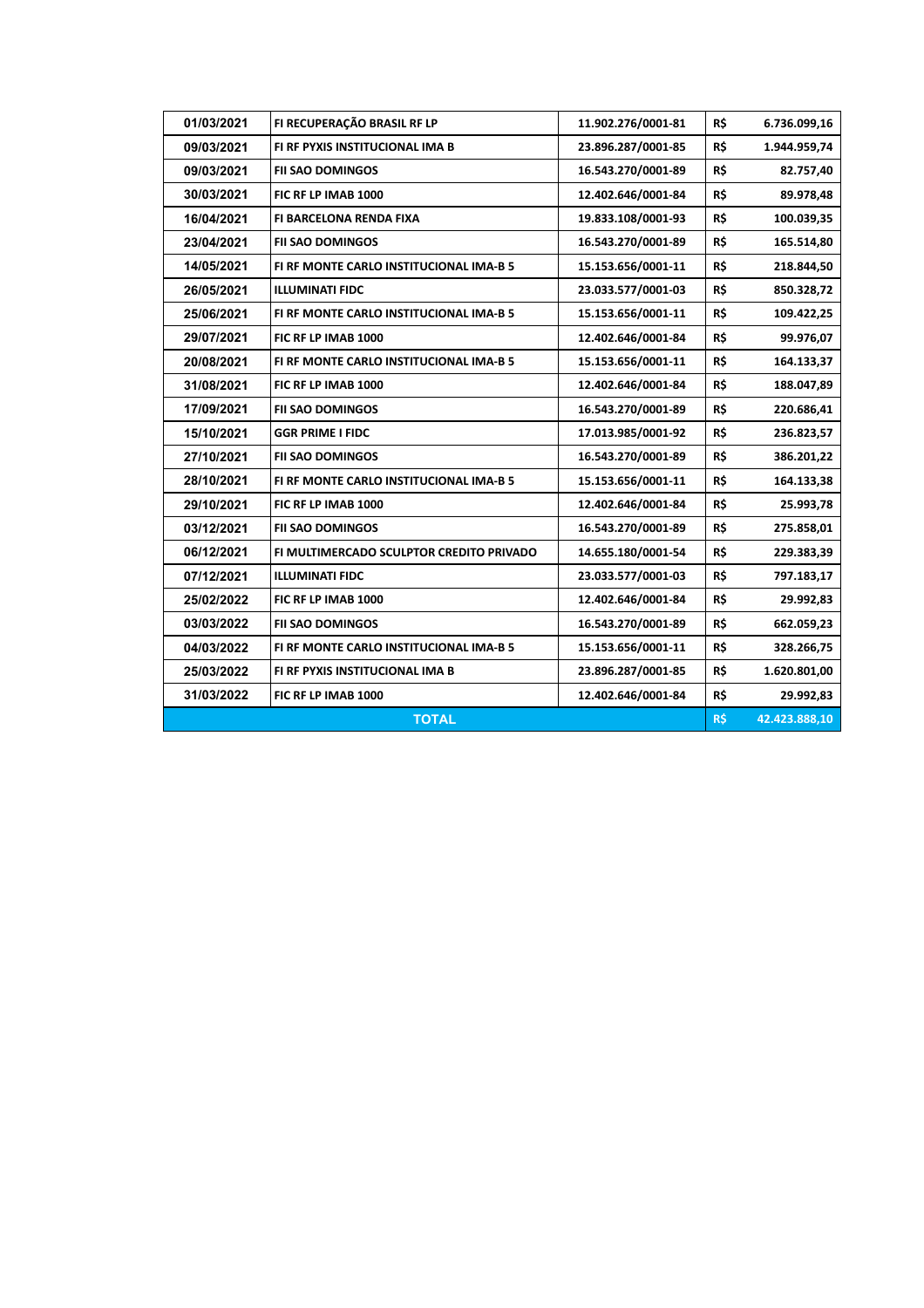| | | | | |
|---|---|---|---|---|
| 01/03/2021 | FI RECUPERAÇÃO BRASIL RF LP | 11.902.276/0001-81 | R$ | 6.736.099,16 |
| 09/03/2021 | FI RF PYXIS INSTITUCIONAL IMA B | 23.896.287/0001-85 | R$ | 1.944.959,74 |
| 09/03/2021 | FII SAO DOMINGOS | 16.543.270/0001-89 | R$ | 82.757,40 |
| 30/03/2021 | FIC RF LP IMAB 1000 | 12.402.646/0001-84 | R$ | 89.978,48 |
| 16/04/2021 | FI BARCELONA RENDA FIXA | 19.833.108/0001-93 | R$ | 100.039,35 |
| 23/04/2021 | FII SAO DOMINGOS | 16.543.270/0001-89 | R$ | 165.514,80 |
| 14/05/2021 | FI RF MONTE CARLO INSTITUCIONAL IMA-B 5 | 15.153.656/0001-11 | R$ | 218.844,50 |
| 26/05/2021 | ILLUMINATI FIDC | 23.033.577/0001-03 | R$ | 850.328,72 |
| 25/06/2021 | FI RF MONTE CARLO INSTITUCIONAL IMA-B 5 | 15.153.656/0001-11 | R$ | 109.422,25 |
| 29/07/2021 | FIC RF LP IMAB 1000 | 12.402.646/0001-84 | R$ | 99.976,07 |
| 20/08/2021 | FI RF MONTE CARLO INSTITUCIONAL IMA-B 5 | 15.153.656/0001-11 | R$ | 164.133,37 |
| 31/08/2021 | FIC RF LP IMAB 1000 | 12.402.646/0001-84 | R$ | 188.047,89 |
| 17/09/2021 | FII SAO DOMINGOS | 16.543.270/0001-89 | R$ | 220.686,41 |
| 15/10/2021 | GGR PRIME I FIDC | 17.013.985/0001-92 | R$ | 236.823,57 |
| 27/10/2021 | FII SAO DOMINGOS | 16.543.270/0001-89 | R$ | 386.201,22 |
| 28/10/2021 | FI RF MONTE CARLO INSTITUCIONAL IMA-B 5 | 15.153.656/0001-11 | R$ | 164.133,38 |
| 29/10/2021 | FIC RF LP IMAB 1000 | 12.402.646/0001-84 | R$ | 25.993,78 |
| 03/12/2021 | FII SAO DOMINGOS | 16.543.270/0001-89 | R$ | 275.858,01 |
| 06/12/2021 | FI MULTIMERCADO SCULPTOR CREDITO PRIVADO | 14.655.180/0001-54 | R$ | 229.383,39 |
| 07/12/2021 | ILLUMINATI FIDC | 23.033.577/0001-03 | R$ | 797.183,17 |
| 25/02/2022 | FIC RF LP IMAB 1000 | 12.402.646/0001-84 | R$ | 29.992,83 |
| 03/03/2022 | FII SAO DOMINGOS | 16.543.270/0001-89 | R$ | 662.059,23 |
| 04/03/2022 | FI RF MONTE CARLO INSTITUCIONAL IMA-B 5 | 15.153.656/0001-11 | R$ | 328.266,75 |
| 25/03/2022 | FI RF PYXIS INSTITUCIONAL IMA B | 23.896.287/0001-85 | R$ | 1.620.801,00 |
| 31/03/2022 | FIC RF LP IMAB 1000 | 12.402.646/0001-84 | R$ | 29.992,83 |
| **TOTAL** | | | **R$** | **42.423.888,10** |